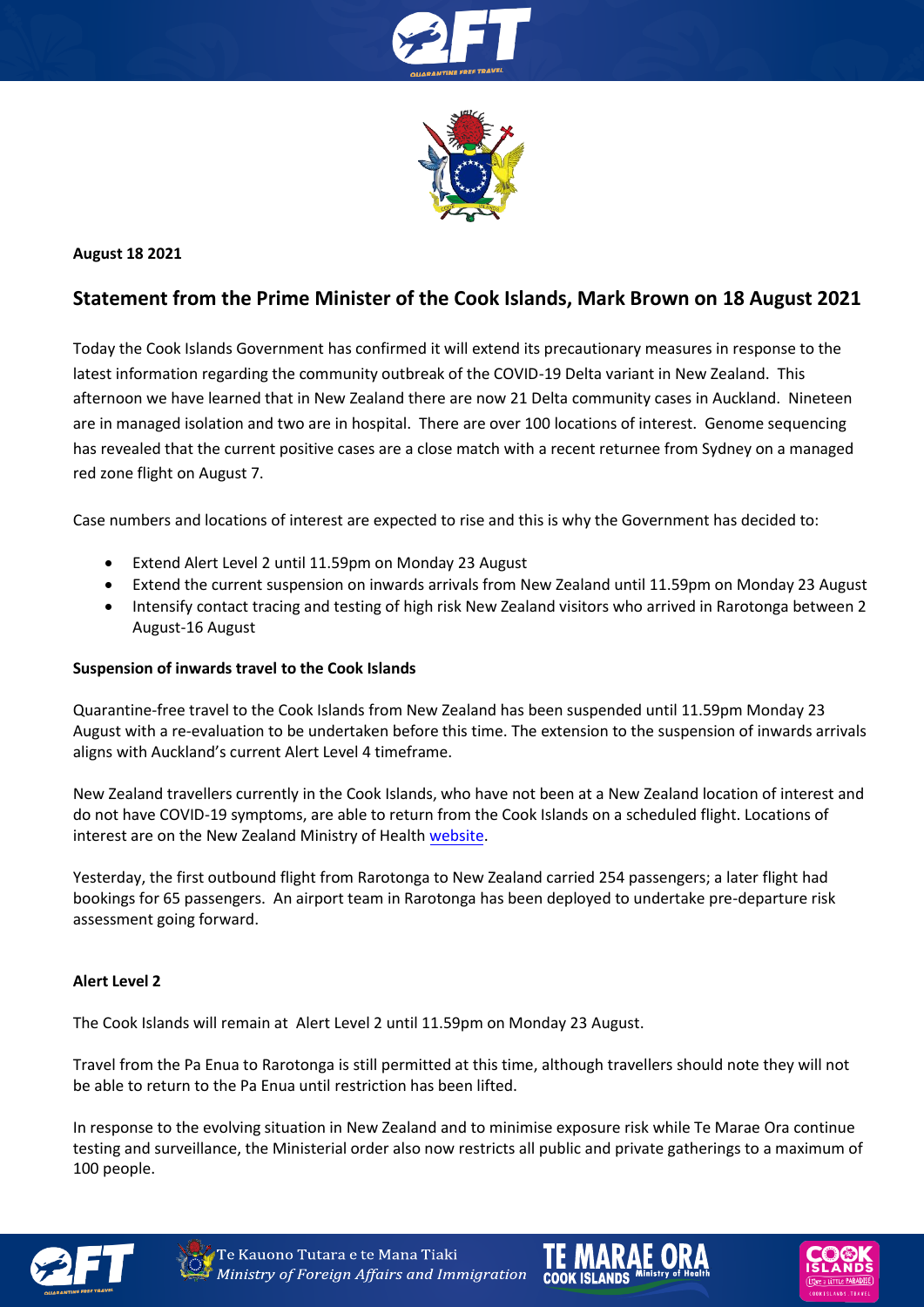**August 18 2021**

## Statement from the Prime Minister of the Cook Islands, Mark Brown on 18 August 2021

Today the Cook Islands Government has confirmed it will extend its precautionary measures in response to the latest information regarding the community outbreak of the COVID-19 Delta variant in New Zealand. This afternoon we have learned that in New Zealand there are now 21 Delta community cases in Auckland. Nineteen are in managed isolation and two are in hospital. There are over 100 locations of interest. Genome sequencing has revealed that the current positive cases are a close match with a recent returnee from Sydney on a managed red zone flight on August 7.

Case numbers and locations of interest are expected to rise and this is why the Government has decided to:

- Extend Alert Level 2 until 11.59pm on Monday 23 August
- Extend the current suspension on inwards arrivals from New Zealand until 11.59pm on Monday 23 August
- Intensify contact tracing and testing of high risk New Zealand visitors who arrived in Rarotonga between 2 August-16 August

**Suspension of inwards travel to the Cook Islands**

Quarantine-free travel to the Cook Islands from New Zealand has been suspended until 11.59pm Monday 23 August with a re-evaluation to be undertaken before this time. The extension to the suspension of inwards arrivals aligns with Auckland's current Alert Level 4 timeframe.

New Zealand travellers currently in the Cook Islands, who have not been at a New Zealand location of interest and do not have COVID-19 symptoms, are able to return from the Cook Islands on a scheduled flight. Locations of interest are on the New Zealand Ministry of Health website.

Yesterday, the first outbound flight from Rarotonga to New Zealand carried 254 passengers; a later flight had bookings for 65 passengers. An airport team in Rarotonga has been deployed to undertake pre-departure risk assessment going forward.

**Alert Level 2**

The Cook Islands will remain at Alert Level 2 until 11.59pm on Monday 23 August.

Travel from the Pa Enua to Rarotonga is still permitted at this time, although travellers should note they will not be able to return to the Pa Enua until restriction has been lifted.

In response to the evolving situation in New Zealand and to minimise exposure risk while Te Marae Ora continue testing and surveillance, the Ministerial order also now restricts all public and private gatherings to a maximum of 100 people.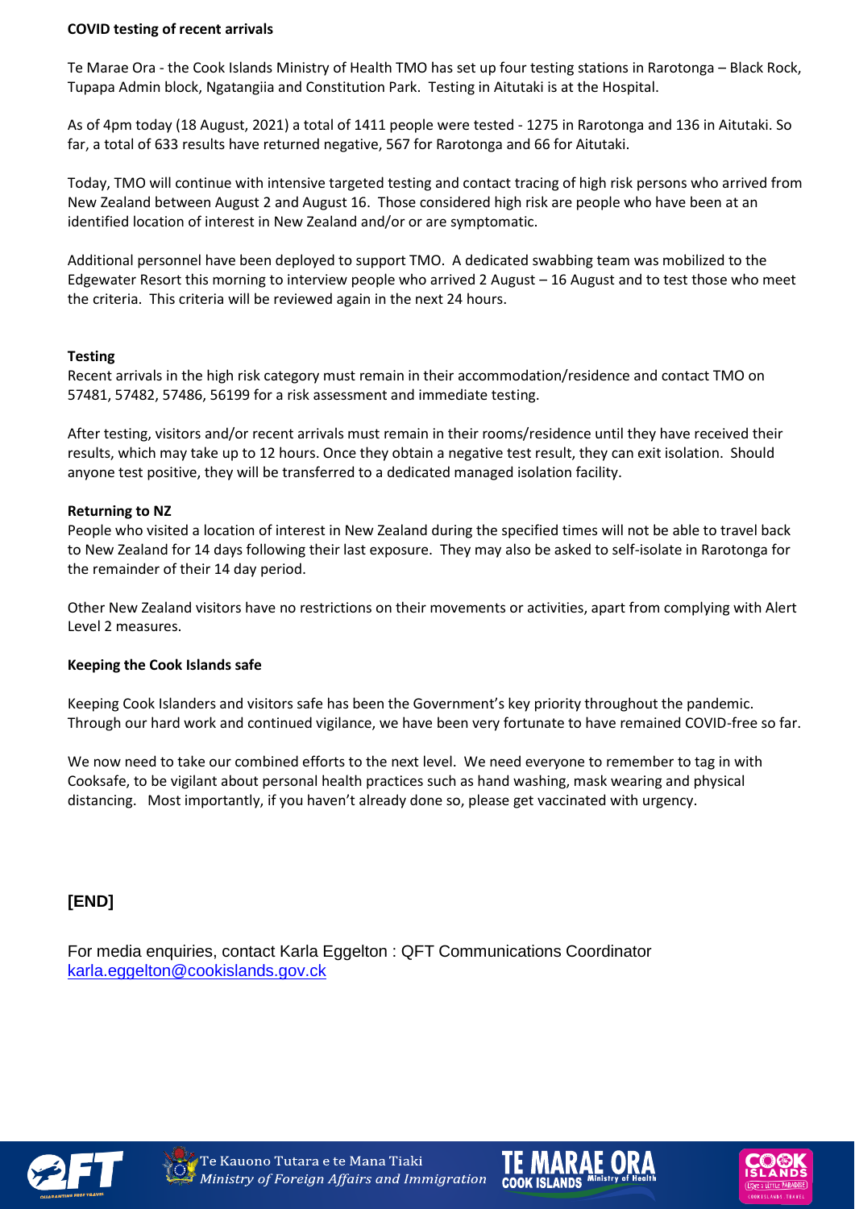**COVID testing of recent arrivals**

Te Marae Ora - the Cook Islands Ministry of Health TMO has set up four testing stations in Rarotonga – Black Rock, Tupapa Admin block, Ngatangiia and Constitution Park. Testing in Aitutaki is at the Hospital.

As of 4pm today (18 August, 2021) a total of 1411 people were tested - 1275 in Rarotonga and 136 in Aitutaki. So far, a total of 633 results have returned negative, 567 for Rarotonga and 66 for Aitutaki.

Today, TMO will continue with intensive targeted testing and contact tracing of high risk persons who arrived from New Zealand between August 2 and August 16. Those considered high risk are people who have been at an identified location of interest in New Zealand and/or or are symptomatic.

Additional personnel have been deployed to support TMO. A dedicated swabbing team was mobilized to the Edgewater Resort this morning to interview people who arrived 2 August – 16 August and to test those who meet the criteria. This criteria will be reviewed again in the next 24 hours.

**Testing**

Recent arrivals in the high risk category must remain in their accommodation/residence and contact TMO on 57481, 57482, 57486, 56199 for a risk assessment and immediate testing.

After testing, visitors and/or recent arrivals must remain in their rooms/residence until they have received their results, which may take up to 12 hours. Once they obtain a negative test result, they can exit isolation. Should anyone test positive, they will be transferred to a dedicated managed isolation facility.

**Returning to NZ**

People who visited a location of interest in New Zealand during the specified times will not be able to travel back to New Zealand for 14 days following their last exposure. They may also be asked to self-isolate in Rarotonga for the remainder of their 14 day period.

Other New Zealand visitors have no restrictions on their movements or activities, apart from complying with Alert Level 2 measures.

**Keeping the Cook Islands safe**

Keeping Cook Islanders and visitors safe has been the Government's key priority throughout the pandemic. Through our hard work and continued vigilance, we have been very fortunate to have remained COVID-free so far.

We now need to take our combined efforts to the next level. We need everyone to remember to tag in with Cooksafe, to be vigilant about personal health practices such as hand washing, mask wearing and physical distancing. Most importantly, if you haven't already done so, please get vaccinated with urgency.

**[END]**

For media enquiries, contact Karla Eggelton : QFT Communications Coordinator
karla.eggelton@cookislands.gov.ck

Te Kauono Tutara e te Mana Tiaki
*Ministry of Foreign Affairs and Immigration*

TE MARAE ORA COOK ISLANDS Ministry of Health